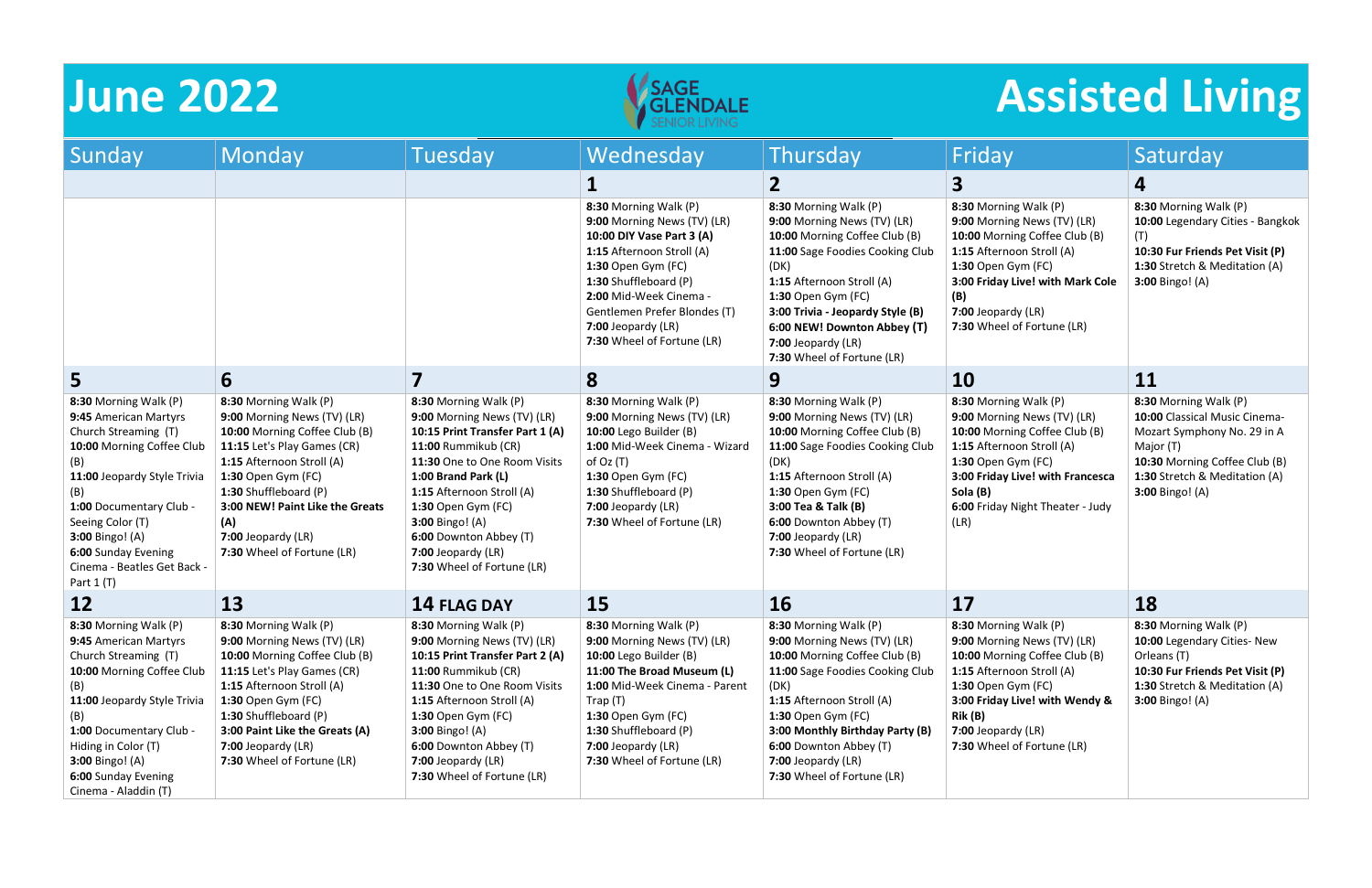# June 2022

SAGE GLENDALE SENIOR LIVING

# Assisted Living

| Sunday | Monday | Tuesday | Wednesday | Thursday | Friday | Saturday |
|---|---|---|---|---|---|---|
| | | | **1** | **2** | **3** | **4** |
| | | | **8:30** Morning Walk (P)<br>**9:00** Morning News (TV) (LR)<br>**10:00 DIY Vase Part 3 (A)**<br>**1:15** Afternoon Stroll (A)<br>**1:30** Open Gym (FC)<br>**1:30** Shuffleboard (P)<br>**2:00** Mid-Week Cinema - Gentlemen Prefer Blondes (T)<br>**7:00** Jeopardy (LR)<br>**7:30** Wheel of Fortune (LR) | **8:30** Morning Walk (P)<br>**9:00** Morning News (TV) (LR)<br>**10:00** Morning Coffee Club (B)<br>**11:00** Sage Foodies Cooking Club (DK)<br>**1:15** Afternoon Stroll (A)<br>**1:30** Open Gym (FC)<br>**3:00 Trivia - Jeopardy Style (B)**<br>**6:00 NEW! Downton Abbey (T)**<br>**7:00** Jeopardy (LR)<br>**7:30** Wheel of Fortune (LR) | **8:30** Morning Walk (P)<br>**9:00** Morning News (TV) (LR)<br>**10:00** Morning Coffee Club (B)<br>**1:15** Afternoon Stroll (A)<br>**1:30** Open Gym (FC)<br>**3:00 Friday Live! with Mark Cole (B)**<br>**7:00** Jeopardy (LR)<br>**7:30** Wheel of Fortune (LR) | **8:30** Morning Walk (P)<br>**10:00** Legendary Cities - Bangkok (T)<br>**10:30 Fur Friends Pet Visit (P)**<br>**1:30** Stretch & Meditation (A)<br>**3:00** Bingo! (A) |
| **5** | **6** | **7** | **8** | **9** | **10** | **11** |
| **8:30** Morning Walk (P)<br>**9:45** American Martyrs Church Streaming (T)<br>**10:00** Morning Coffee Club (B)<br>**11:00** Jeopardy Style Trivia (B)<br>**1:00** Documentary Club - Seeing Color (T)<br>**3:00** Bingo! (A)<br>**6:00** Sunday Evening Cinema - Beatles Get Back - Part 1 (T) | **8:30** Morning Walk (P)<br>**9:00** Morning News (TV) (LR)<br>**10:00** Morning Coffee Club (B)<br>**11:15** Let's Play Games (CR)<br>**1:15** Afternoon Stroll (A)<br>**1:30** Open Gym (FC)<br>**1:30** Shuffleboard (P)<br>**3:00 NEW! Paint Like the Greats (A)**<br>**7:00** Jeopardy (LR)<br>**7:30** Wheel of Fortune (LR) | **8:30** Morning Walk (P)<br>**9:00** Morning News (TV) (LR)<br>**10:15 Print Transfer Part 1 (A)**<br>**11:00** Rummikub (CR)<br>**11:30** One to One Room Visits<br>**1:00 Brand Park (L)**<br>**1:15** Afternoon Stroll (A)<br>**1:30** Open Gym (FC)<br>**3:00** Bingo! (A)<br>**6:00** Downton Abbey (T)<br>**7:00** Jeopardy (LR)<br>**7:30** Wheel of Fortune (LR) | **8:30** Morning Walk (P)<br>**9:00** Morning News (TV) (LR)<br>**10:00** Lego Builder (B)<br>**1:00** Mid-Week Cinema - Wizard of Oz (T)<br>**1:30** Open Gym (FC)<br>**1:30** Shuffleboard (P)<br>**7:00** Jeopardy (LR)<br>**7:30** Wheel of Fortune (LR) | **8:30** Morning Walk (P)<br>**9:00** Morning News (TV) (LR)<br>**10:00** Morning Coffee Club (B)<br>**11:00** Sage Foodies Cooking Club (DK)<br>**1:15** Afternoon Stroll (A)<br>**1:30** Open Gym (FC)<br>**3:00 Tea & Talk (B)**<br>**6:00** Downton Abbey (T)<br>**7:00** Jeopardy (LR)<br>**7:30** Wheel of Fortune (LR) | **8:30** Morning Walk (P)<br>**9:00** Morning News (TV) (LR)<br>**10:00** Morning Coffee Club (B)<br>**1:15** Afternoon Stroll (A)<br>**1:30** Open Gym (FC)<br>**3:00 Friday Live! with Francesca Sola (B)**<br>**6:00** Friday Night Theater - Judy (LR) | **8:30** Morning Walk (P)<br>**10:00** Classical Music Cinema- Mozart Symphony No. 29 in A Major (T)<br>**10:30** Morning Coffee Club (B)<br>**1:30** Stretch & Meditation (A)<br>**3:00** Bingo! (A) |
| **12** | **13** | **14 FLAG DAY** | **15** | **16** | **17** | **18** |
| **8:30** Morning Walk (P)<br>**9:45** American Martyrs Church Streaming (T)<br>**10:00** Morning Coffee Club (B)<br>**11:00** Jeopardy Style Trivia (B)<br>**1:00** Documentary Club - Hiding in Color (T)<br>**3:00** Bingo! (A)<br>**6:00** Sunday Evening Cinema - Aladdin (T) | **8:30** Morning Walk (P)<br>**9:00** Morning News (TV) (LR)<br>**10:00** Morning Coffee Club (B)<br>**11:15** Let's Play Games (CR)<br>**1:15** Afternoon Stroll (A)<br>**1:30** Open Gym (FC)<br>**1:30** Shuffleboard (P)<br>**3:00 Paint Like the Greats (A)**<br>**7:00** Jeopardy (LR)<br>**7:30** Wheel of Fortune (LR) | **8:30** Morning Walk (P)<br>**9:00** Morning News (TV) (LR)<br>**10:15 Print Transfer Part 2 (A)**<br>**11:00** Rummikub (CR)<br>**11:30** One to One Room Visits<br>**1:15** Afternoon Stroll (A)<br>**1:30** Open Gym (FC)<br>**3:00** Bingo! (A)<br>**6:00** Downton Abbey (T)<br>**7:00** Jeopardy (LR)<br>**7:30** Wheel of Fortune (LR) | **8:30** Morning Walk (P)<br>**9:00** Morning News (TV) (LR)<br>**10:00** Lego Builder (B)<br>**11:00 The Broad Museum (L)**<br>**1:00** Mid-Week Cinema - Parent Trap (T)<br>**1:30** Open Gym (FC)<br>**1:30** Shuffleboard (P)<br>**7:00** Jeopardy (LR)<br>**7:30** Wheel of Fortune (LR) | **8:30** Morning Walk (P)<br>**9:00** Morning News (TV) (LR)<br>**10:00** Morning Coffee Club (B)<br>**11:00** Sage Foodies Cooking Club (DK)<br>**1:15** Afternoon Stroll (A)<br>**1:30** Open Gym (FC)<br>**3:00 Monthly Birthday Party (B)**<br>**6:00** Downton Abbey (T)<br>**7:00** Jeopardy (LR)<br>**7:30** Wheel of Fortune (LR) | **8:30** Morning Walk (P)<br>**9:00** Morning News (TV) (LR)<br>**10:00** Morning Coffee Club (B)<br>**1:15** Afternoon Stroll (A)<br>**1:30** Open Gym (FC)<br>**3:00 Friday Live! with Wendy & Rik (B)**<br>**7:00** Jeopardy (LR)<br>**7:30** Wheel of Fortune (LR) | **8:30** Morning Walk (P)<br>**10:00** Legendary Cities- New Orleans (T)<br>**10:30 Fur Friends Pet Visit (P)**<br>**1:30** Stretch & Meditation (A)<br>**3:00** Bingo! (A) |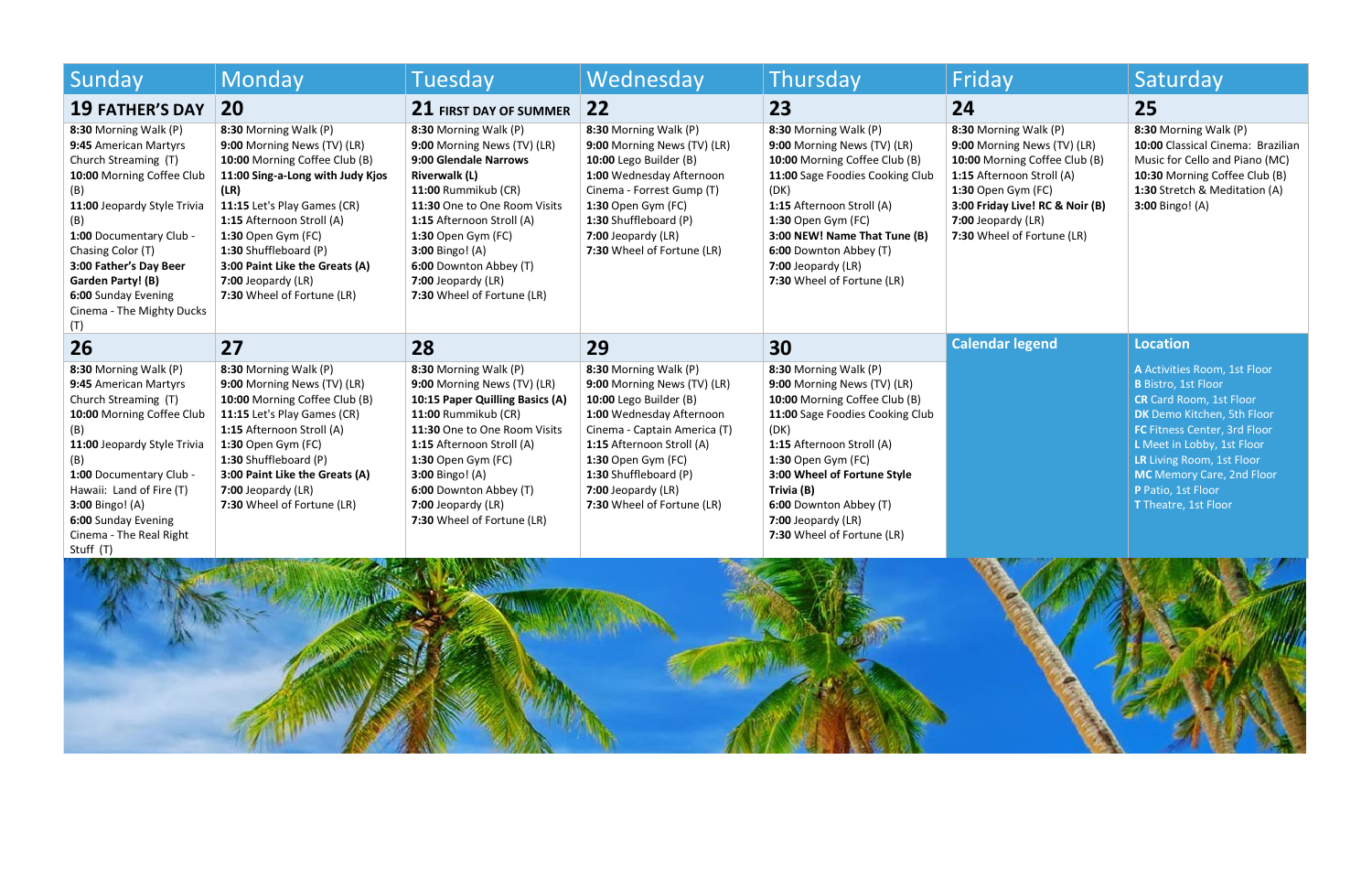| Sunday | Monday | Tuesday | Wednesday | Thursday | Friday | Saturday |
|---|---|---|---|---|---|---|
| **19 FATHER'S DAY** | **20** | **21 FIRST DAY OF SUMMER** | **22** | **23** | **24** | **25** |
| **8:30** Morning Walk (P)<br>**9:45** American Martyrs Church Streaming (T)<br>**10:00** Morning Coffee Club (B)<br>**11:00** Jeopardy Style Trivia (B)<br>**1:00** Documentary Club - Chasing Color (T)<br>**3:00 Father's Day Beer Garden Party! (B)**<br>**6:00** Sunday Evening Cinema - The Mighty Ducks (T) | **8:30** Morning Walk (P)<br>**9:00** Morning News (TV) (LR)<br>**10:00** Morning Coffee Club (B)<br>**11:00 Sing-a-Long with Judy Kjos (LR)**<br>**11:15** Let's Play Games (CR)<br>**1:15** Afternoon Stroll (A)<br>**1:30** Open Gym (FC)<br>**1:30** Shuffleboard (P)<br>**3:00 Paint Like the Greats (A)**<br>**7:00** Jeopardy (LR)<br>**7:30** Wheel of Fortune (LR) | **8:30** Morning Walk (P)<br>**9:00** Morning News (TV) (LR)<br>**9:00 Glendale Narrows Riverwalk (L)**<br>**11:00** Rummikub (CR)<br>**11:30** One to One Room Visits<br>**1:15** Afternoon Stroll (A)<br>**1:30** Open Gym (FC)<br>**3:00** Bingo! (A)<br>**6:00** Downton Abbey (T)<br>**7:00** Jeopardy (LR)<br>**7:30** Wheel of Fortune (LR) | **8:30** Morning Walk (P)<br>**9:00** Morning News (TV) (LR)<br>**10:00** Lego Builder (B)<br>**1:00** Wednesday Afternoon Cinema - Forrest Gump (T)<br>**1:30** Open Gym (FC)<br>**1:30** Shuffleboard (P)<br>**7:00** Jeopardy (LR)<br>**7:30** Wheel of Fortune (LR) | **8:30** Morning Walk (P)<br>**9:00** Morning News (TV) (LR)<br>**10:00** Morning Coffee Club (B)<br>**11:00** Sage Foodies Cooking Club (DK)<br>**1:15** Afternoon Stroll (A)<br>**1:30** Open Gym (FC)<br>**3:00 NEW! Name That Tune (B)**<br>**6:00** Downton Abbey (T)<br>**7:00** Jeopardy (LR)<br>**7:30** Wheel of Fortune (LR) | **8:30** Morning Walk (P)<br>**9:00** Morning News (TV) (LR)<br>**10:00** Morning Coffee Club (B)<br>**1:15** Afternoon Stroll (A)<br>**1:30** Open Gym (FC)<br>**3:00 Friday Live! RC & Noir (B)**<br>**7:00** Jeopardy (LR)<br>**7:30** Wheel of Fortune (LR) | **8:30** Morning Walk (P)<br>**10:00** Classical Cinema: Brazilian Music for Cello and Piano (MC)<br>**10:30** Morning Coffee Club (B)<br>**1:30** Stretch & Meditation (A)<br>**3:00** Bingo! (A) |
| **26** | **27** | **28** | **29** | **30** | **Calendar legend** | **Location** |
| **8:30** Morning Walk (P)<br>**9:45** American Martyrs Church Streaming (T)<br>**10:00** Morning Coffee Club (B)<br>**11:00** Jeopardy Style Trivia (B)<br>**1:00** Documentary Club - Hawaii: Land of Fire (T)<br>**3:00** Bingo! (A)<br>**6:00** Sunday Evening Cinema - The Real Right Stuff (T) | **8:30** Morning Walk (P)<br>**9:00** Morning News (TV) (LR)<br>**10:00** Morning Coffee Club (B)<br>**11:15** Let's Play Games (CR)<br>**1:15** Afternoon Stroll (A)<br>**1:30** Open Gym (FC)<br>**1:30** Shuffleboard (P)<br>**3:00 Paint Like the Greats (A)**<br>**7:00** Jeopardy (LR)<br>**7:30** Wheel of Fortune (LR) | **8:30** Morning Walk (P)<br>**9:00** Morning News (TV) (LR)<br>**10:15 Paper Quilling Basics (A)**<br>**11:00** Rummikub (CR)<br>**11:30** One to One Room Visits<br>**1:30** Open Gym (FC)<br>**3:00** Bingo! (A)<br>**6:00** Downton Abbey (T)<br>**7:00** Jeopardy (LR)<br>**7:30** Wheel of Fortune (LR) | **8:30** Morning Walk (P)<br>**9:00** Morning News (TV) (LR)<br>**10:00** Lego Builder (B)<br>**1:00** Wednesday Afternoon Cinema - Captain America (T)<br>**1:15** Afternoon Stroll (A)<br>**1:30** Open Gym (FC)<br>**1:30** Shuffleboard (P)<br>**7:00** Jeopardy (LR)<br>**7:30** Wheel of Fortune (LR) | **8:30** Morning Walk (P)<br>**9:00** Morning News (TV) (LR)<br>**10:00** Morning Coffee Club (B)<br>**11:00** Sage Foodies Cooking Club (DK)<br>**1:15** Afternoon Stroll (A)<br>**1:30** Open Gym (FC)<br>**3:00 Wheel of Fortune Style Trivia (B)**<br>**6:00** Downton Abbey (T)<br>**7:00** Jeopardy (LR)<br>**7:30** Wheel of Fortune (LR) | | **A** Activities Room, 1st Floor<br>**B** Bistro, 1st Floor<br>**CR** Card Room, 1st Floor<br>**DK** Demo Kitchen, 5th Floor<br>**FC** Fitness Center, 3rd Floor<br>**L** Meet in Lobby, 1st Floor<br>**LR** Living Room, 1st Floor<br>**MC** Memory Care, 2nd Floor<br>**P** Patio, 1st Floor<br>**T** Theatre, 1st Floor |